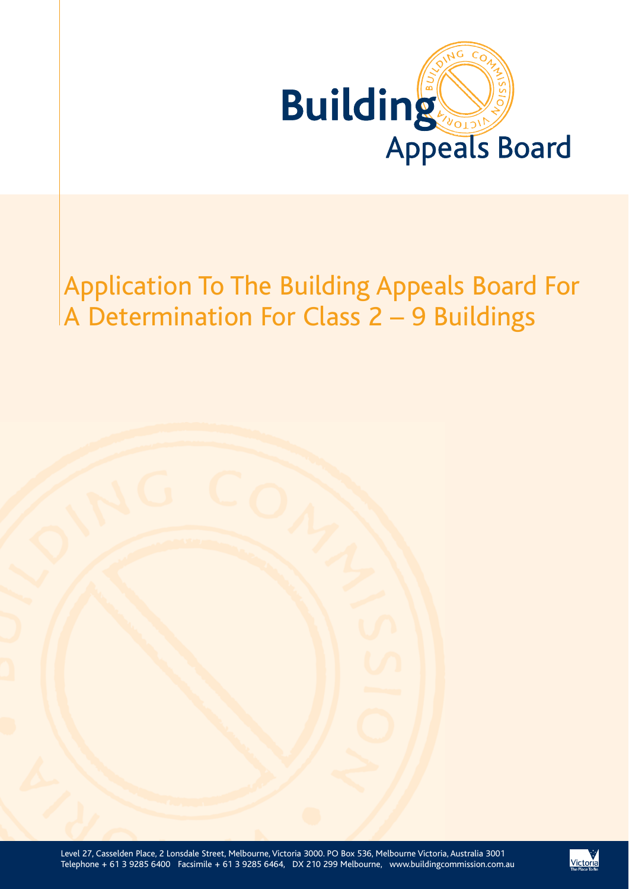# Building Appeals Board

# Application To The Building Appeals Board For A Determination For Class 2 – 9 Buildings

Level 27, Casselden Place, 2 Lonsdale Street, Melbourne, Victoria 3000. PO Box 536, Melbourne Victoria, Australia 3001
Telephone + 61 3 9285 6400 Facsimile + 61 3 9285 6464, DX 210 299 Melbourne, www.buildingcommission.com.au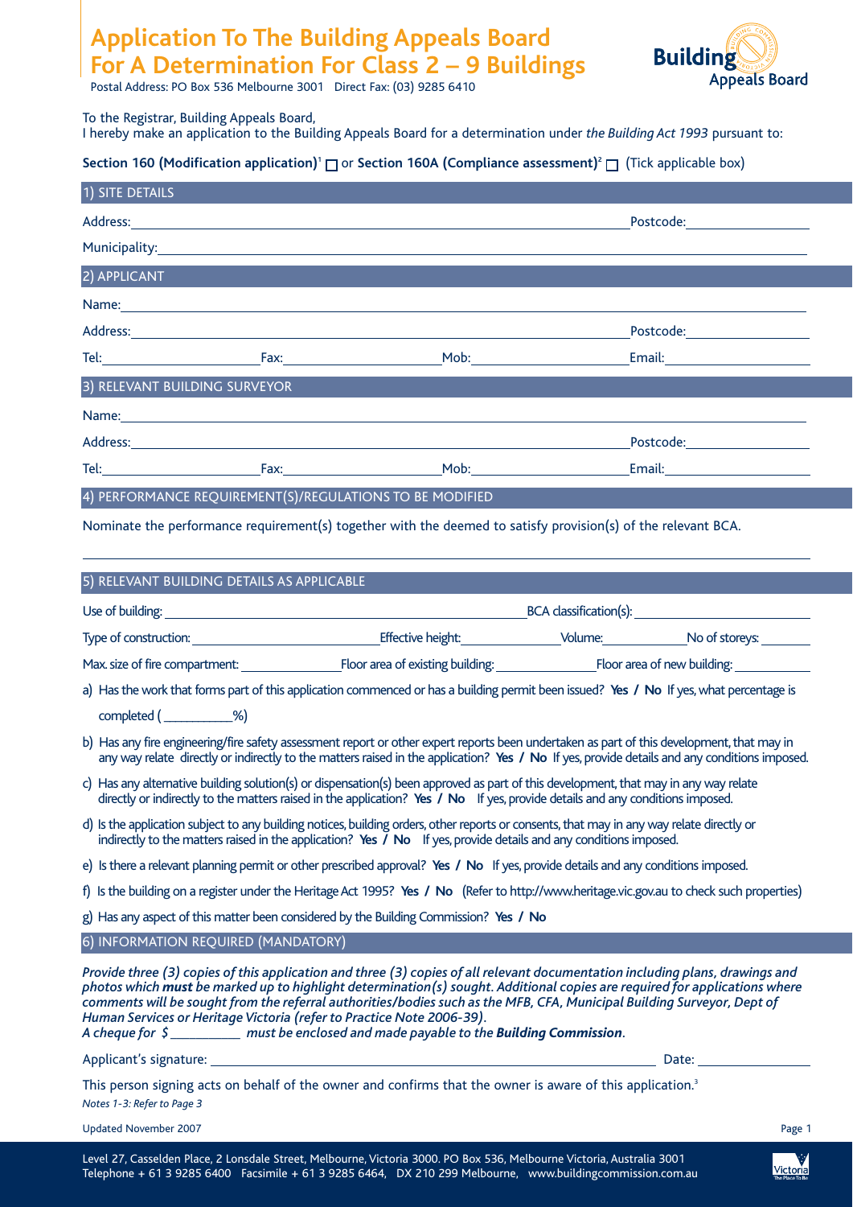# Application To The Building Appeals Board For A Determination For Class 2 – 9 Buildings

Postal Address: PO Box 536 Melbourne 3001 Direct Fax: (03) 9285 6410

Building Appeals Board

To the Registrar, Building Appeals Board,
I hereby make an application to the Building Appeals Board for a determination under *the Building Act 1993* pursuant to:

**Section 160 (Modification application)**[1] ☐ or **Section 160A (Compliance assessment)**[2] ☐ (Tick applicable box)

## 1) SITE DETAILS

Address: ______________________ Postcode: __________

Municipality: ______________________

## 2) APPLICANT

Name: ______________________

Address: ______________________ Postcode: __________

Tel: __________ Fax: __________ Mob: __________ Email: __________

## 3) RELEVANT BUILDING SURVEYOR

Name: ______________________

Address: ______________________ Postcode: __________

Tel: __________ Fax: __________ Mob: __________ Email: __________

## 4) PERFORMANCE REQUIREMENT(S)/REGULATIONS TO BE MODIFIED

Nominate the performance requirement(s) together with the deemed to satisfy provision(s) of the relevant BCA.

______________________

## 5) RELEVANT BUILDING DETAILS AS APPLICABLE

Use of building: ______________________ BCA classification(s): __________

Type of construction: __________ Effective height: __________ Volume: __________ No of storeys: __________

Max. size of fire compartment: __________ Floor area of existing building: __________ Floor area of new building: __________

a) Has the work that forms part of this application commenced or has a building permit been issued? **Yes / No** If yes, what percentage is completed ( __________%)

b) Has any fire engineering/fire safety assessment report or other expert reports been undertaken as part of this development, that may in any way relate directly or indirectly to the matters raised in the application? **Yes / No** If yes, provide details and any conditions imposed.

c) Has any alternative building solution(s) or dispensation(s) been approved as part of this development, that may in any way relate directly or indirectly to the matters raised in the application? **Yes / No** If yes, provide details and any conditions imposed.

d) Is the application subject to any building notices, building orders, other reports or consents, that may in any way relate directly or indirectly to the matters raised in the application? **Yes / No** If yes, provide details and any conditions imposed.

e) Is there a relevant planning permit or other prescribed approval? **Yes / No** If yes, provide details and any conditions imposed.

f) Is the building on a register under the Heritage Act 1995? **Yes / No** (Refer to http://www.heritage.vic.gov.au to check such properties)

g) Has any aspect of this matter been considered by the Building Commission? **Yes / No**

## 6) INFORMATION REQUIRED (MANDATORY)

***Provide three (3) copies of this application and three (3) copies of all relevant documentation including plans, drawings and photos which must be marked up to highlight determination(s) sought. Additional copies are required for applications where comments will be sought from the referral authorities/bodies such as the MFB, CFA, Municipal Building Surveyor, Dept of Human Services or Heritage Victoria (refer to Practice Note 2006-39).***
***A cheque for $ __________ must be enclosed and made payable to the Building Commission.***

Applicant's signature: ______________________ Date: __________

This person signing acts on behalf of the owner and confirms that the owner is aware of this application.[3]

*Notes 1-3: Refer to Page 3*

Updated November 2007

Level 27, Casselden Place, 2 Lonsdale Street, Melbourne, Victoria 3000. PO Box 536, Melbourne Victoria, Australia 3001
Telephone + 61 3 9285 6400 Facsimile + 61 3 9285 6464, DX 210 299 Melbourne, www.buildingcommission.com.au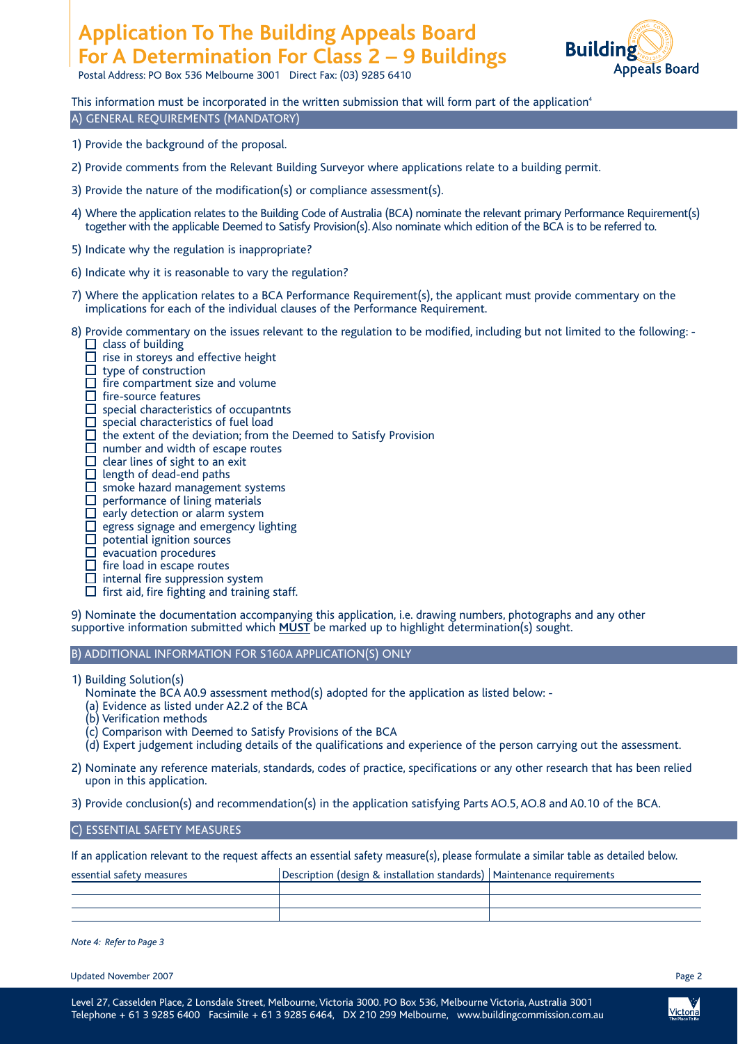# Application To The Building Appeals Board For A Determination For Class 2 – 9 Buildings

Postal Address: PO Box 536 Melbourne 3001 Direct Fax: (03) 9285 6410

This information must be incorporated in the written submission that will form part of the application[4]

## A) GENERAL REQUIREMENTS (MANDATORY)

1) Provide the background of the proposal.

2) Provide comments from the Relevant Building Surveyor where applications relate to a building permit.

3) Provide the nature of the modification(s) or compliance assessment(s).

4) Where the application relates to the Building Code of Australia (BCA) nominate the relevant primary Performance Requirement(s) together with the applicable Deemed to Satisfy Provision(s). Also nominate which edition of the BCA is to be referred to.

5) Indicate why the regulation is inappropriate?

6) Indicate why it is reasonable to vary the regulation?

7) Where the application relates to a BCA Performance Requirement(s), the applicant must provide commentary on the implications for each of the individual clauses of the Performance Requirement.

8) Provide commentary on the issues relevant to the regulation to be modified, including but not limited to the following: -
   - ☐ class of building
   - ☐ rise in storeys and effective height
   - ☐ type of construction
   - ☐ fire compartment size and volume
   - ☐ fire-source features
   - ☐ special characteristics of occupantnts
   - ☐ special characteristics of fuel load
   - ☐ the extent of the deviation; from the Deemed to Satisfy Provision
   - ☐ number and width of escape routes
   - ☐ clear lines of sight to an exit
   - ☐ length of dead-end paths
   - ☐ smoke hazard management systems
   - ☐ performance of lining materials
   - ☐ early detection or alarm system
   - ☐ egress signage and emergency lighting
   - ☐ potential ignition sources
   - ☐ evacuation procedures
   - ☐ fire load in escape routes
   - ☐ internal fire suppression system
   - ☐ first aid, fire fighting and training staff.

9) Nominate the documentation accompanying this application, i.e. drawing numbers, photographs and any other supportive information submitted which **MUST** be marked up to highlight determination(s) sought.

## B) ADDITIONAL INFORMATION FOR S160A APPLICATION(S) ONLY

1) Building Solution(s)
   Nominate the BCA A0.9 assessment method(s) adopted for the application as listed below: -
   (a) Evidence as listed under A2.2 of the BCA
   (b) Verification methods
   (c) Comparison with Deemed to Satisfy Provisions of the BCA
   (d) Expert judgement including details of the qualifications and experience of the person carrying out the assessment.

2) Nominate any reference materials, standards, codes of practice, specifications or any other research that has been relied upon in this application.

3) Provide conclusion(s) and recommendation(s) in the application satisfying Parts AO.5, AO.8 and A0.10 of the BCA.

## C) ESSENTIAL SAFETY MEASURES

If an application relevant to the request affects an essential safety measure(s), please formulate a similar table as detailed below.

| essential safety measures | Description (design & installation standards) | Maintenance requirements |
|---|---|---|
| | | |
| | | |
| | | |

*Note 4: Refer to Page 3*

Updated November 2007

Level 27, Casselden Place, 2 Lonsdale Street, Melbourne, Victoria 3000. PO Box 536, Melbourne Victoria, Australia 3001
Telephone + 61 3 9285 6400 Facsimile + 61 3 9285 6464, DX 210 299 Melbourne, www.buildingcommission.com.au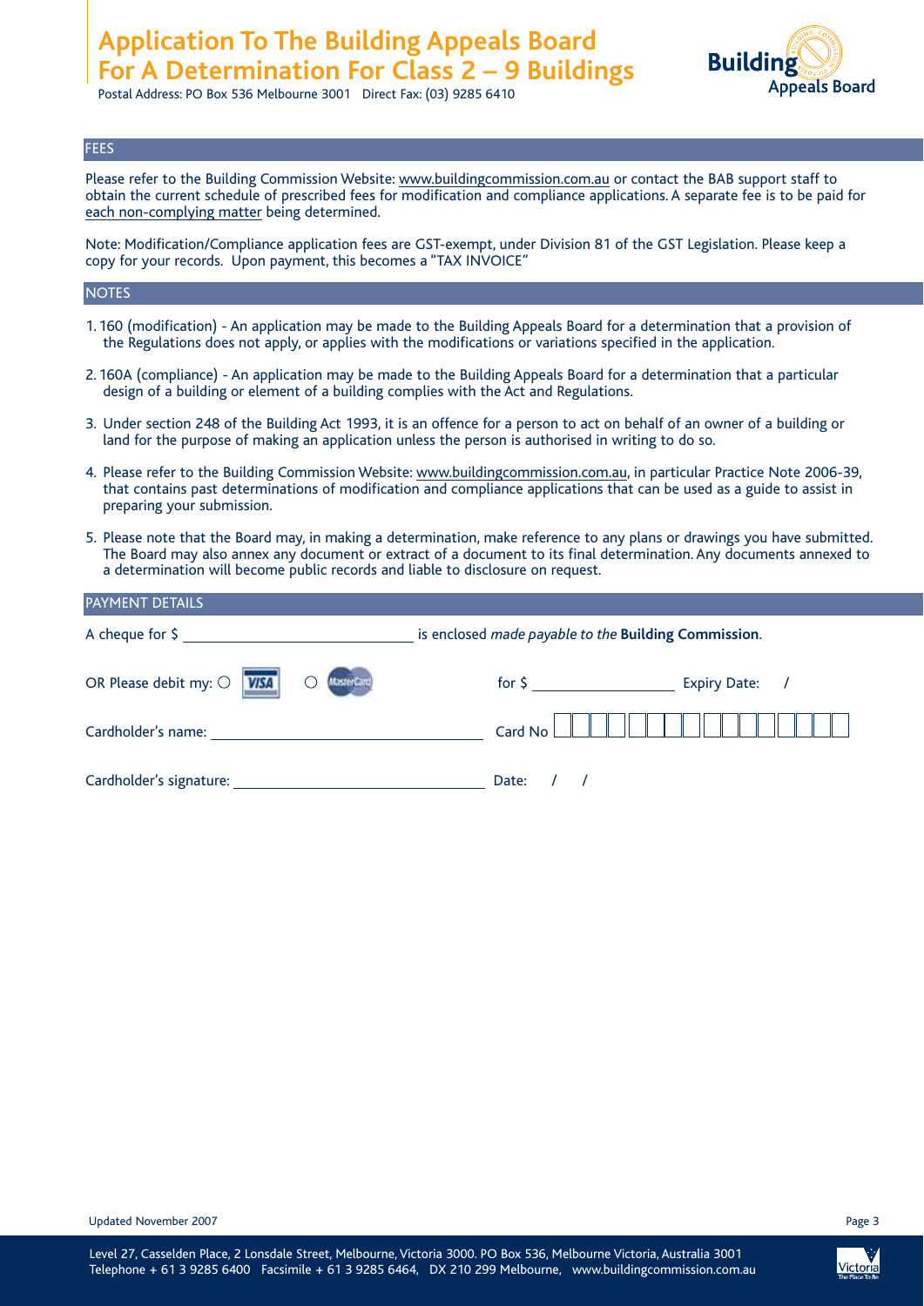# Application To The Building Appeals Board For A Determination For Class 2 – 9 Buildings

Postal Address: PO Box 536 Melbourne 3001 Direct Fax: (03) 9285 6410

## FEES

Please refer to the Building Commission Website: www.buildingcommission.com.au or contact the BAB support staff to obtain the current schedule of prescribed fees for modification and compliance applications. A separate fee is to be paid for each non-complying matter being determined.

Note: Modification/Compliance application fees are GST-exempt, under Division 81 of the GST Legislation. Please keep a copy for your records. Upon payment, this becomes a "TAX INVOICE"

## NOTES

1. 160 (modification) - An application may be made to the Building Appeals Board for a determination that a provision of the Regulations does not apply, or applies with the modifications or variations specified in the application.
2. 160A (compliance) - An application may be made to the Building Appeals Board for a determination that a particular design of a building or element of a building complies with the Act and Regulations.
3. Under section 248 of the Building Act 1993, it is an offence for a person to act on behalf of an owner of a building or land for the purpose of making an application unless the person is authorised in writing to do so.
4. Please refer to the Building Commission Website: www.buildingcommission.com.au, in particular Practice Note 2006-39, that contains past determinations of modification and compliance applications that can be used as a guide to assist in preparing your submission.
5. Please note that the Board may, in making a determination, make reference to any plans or drawings you have submitted. The Board may also annex any document or extract of a document to its final determination. Any documents annexed to a determination will become public records and liable to disclosure on request.

## PAYMENT DETAILS

A cheque for $ ______________________ is enclosed *made payable to the* **Building Commission**.

OR Please debit my: ○ VISA ○ MasterCard for $ ______________ Expiry Date: /

Cardholder's name: ______________________________ Card No ☐☐☐☐☐☐☐☐☐☐☐☐☐☐☐☐

Cardholder's signature: ______________________________ Date: / /

Updated November 2007

Level 27, Casselden Place, 2 Lonsdale Street, Melbourne, Victoria 3000. PO Box 536, Melbourne Victoria, Australia 3001
Telephone + 61 3 9285 6400 Facsimile + 61 3 9285 6464, DX 210 299 Melbourne, www.buildingcommission.com.au